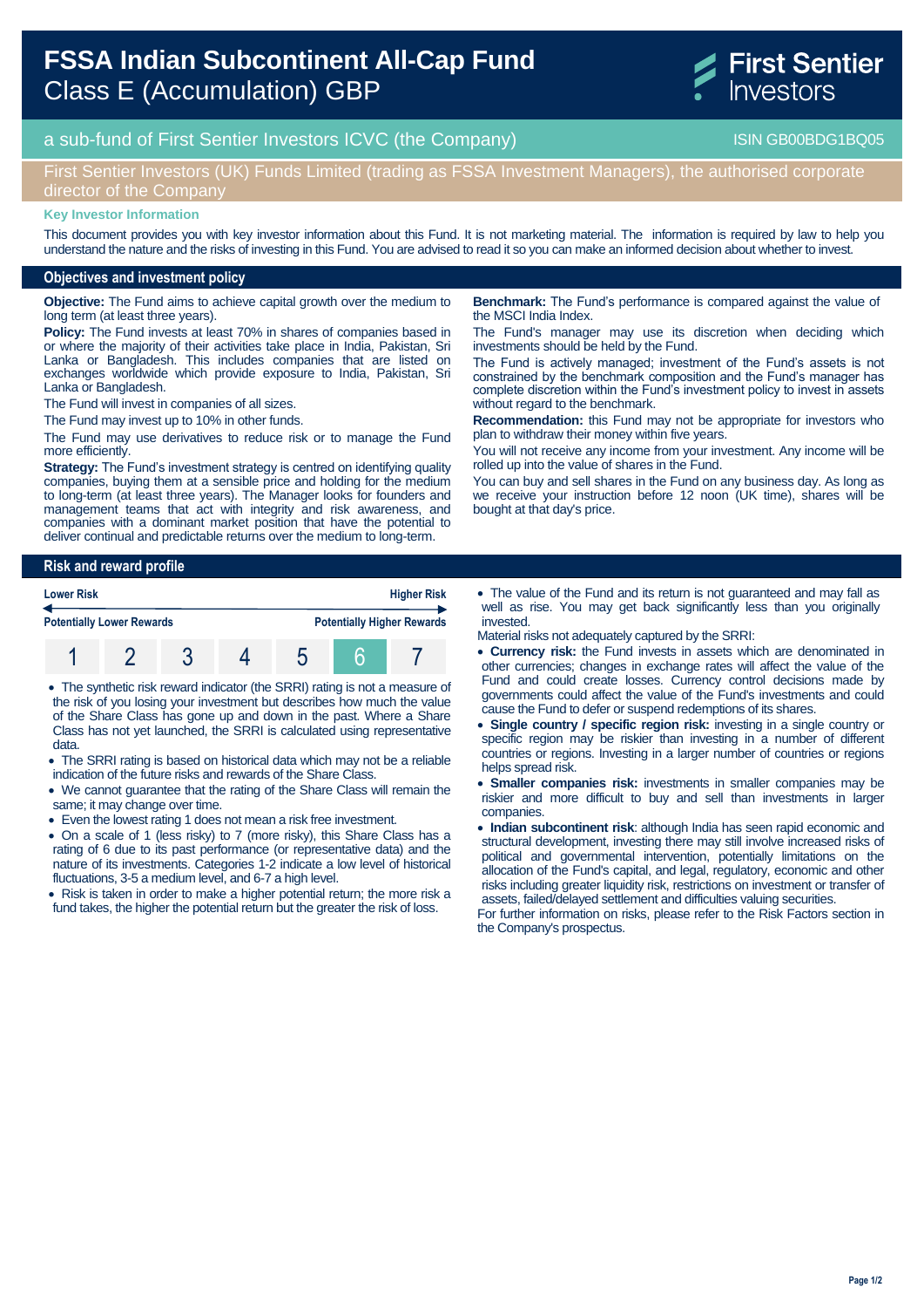# FSSA Indian Subcontinent All-Cap Fund

## Class E (Accumulation) GBP

First Sentier Investors

a sub-fund of First Sentier Investors ICVC (the Company)

ISIN GB00BDG1BQ05

First Sentier Investors (UK) Funds Limited (trading as FSSA Investment Managers), the authorised corporate director of the Company

**Key Investor Information**

This document provides you with key investor information about this Fund. It is not marketing material. The information is required by law to help you understand the nature and the risks of investing in this Fund. You are advised to read it so you can make an informed decision about whether to invest.

## Objectives and investment policy

**Objective:** The Fund aims to achieve capital growth over the medium to long term (at least three years).

**Policy:** The Fund invests at least 70% in shares of companies based in or where the majority of their activities take place in India, Pakistan, Sri Lanka or Bangladesh. This includes companies that are listed on exchanges worldwide which provide exposure to India, Pakistan, Sri Lanka or Bangladesh.

The Fund will invest in companies of all sizes.

The Fund may invest up to 10% in other funds.

The Fund may use derivatives to reduce risk or to manage the Fund more efficiently.

**Strategy:** The Fund's investment strategy is centred on identifying quality companies, buying them at a sensible price and holding for the medium to long-term (at least three years). The Manager looks for founders and management teams that act with integrity and risk awareness, and companies with a dominant market position that have the potential to deliver continual and predictable returns over the medium to long-term.

**Benchmark:** The Fund's performance is compared against the value of the MSCI India Index.

The Fund's manager may use its discretion when deciding which investments should be held by the Fund.

The Fund is actively managed; investment of the Fund's assets is not constrained by the benchmark composition and the Fund's manager has complete discretion within the Fund's investment policy to invest in assets without regard to the benchmark.

**Recommendation:** this Fund may not be appropriate for investors who plan to withdraw their money within five years.

You will not receive any income from your investment. Any income will be rolled up into the value of shares in the Fund.

You can buy and sell shares in the Fund on any business day. As long as we receive your instruction before 12 noon (UK time), shares will be bought at that day's price.

## Risk and reward profile

| Lower Risk | | | | | | Higher Risk |
|---|---|---|---|---|---|---|
| Potentially Lower Rewards | | | | | | Potentially Higher Rewards |
| 1 | 2 | 3 | 4 | 5 | **6** | 7 |

- The synthetic risk reward indicator (the SRRI) rating is not a measure of the risk of you losing your investment but describes how much the value of the Share Class has gone up and down in the past. Where a Share Class has not yet launched, the SRRI is calculated using representative data.
- The SRRI rating is based on historical data which may not be a reliable indication of the future risks and rewards of the Share Class.
- We cannot guarantee that the rating of the Share Class will remain the same; it may change over time.
- Even the lowest rating 1 does not mean a risk free investment.
- On a scale of 1 (less risky) to 7 (more risky), this Share Class has a rating of 6 due to its past performance (or representative data) and the nature of its investments. Categories 1-2 indicate a low level of historical fluctuations, 3-5 a medium level, and 6-7 a high level.
- Risk is taken in order to make a higher potential return; the more risk a fund takes, the higher the potential return but the greater the risk of loss.
- The value of the Fund and its return is not guaranteed and may fall as well as rise. You may get back significantly less than you originally invested.

Material risks not adequately captured by the SRRI:

- **Currency risk:** the Fund invests in assets which are denominated in other currencies; changes in exchange rates will affect the value of the Fund and could create losses. Currency control decisions made by governments could affect the value of the Fund's investments and could cause the Fund to defer or suspend redemptions of its shares.
- **Single country / specific region risk:** investing in a single country or specific region may be riskier than investing in a number of different countries or regions. Investing in a larger number of countries or regions helps spread risk.
- **Smaller companies risk:** investments in smaller companies may be riskier and more difficult to buy and sell than investments in larger companies.
- **Indian subcontinent risk**: although India has seen rapid economic and structural development, investing there may still involve increased risks of political and governmental intervention, potentially limitations on the allocation of the Fund's capital, and legal, regulatory, economic and other risks including greater liquidity risk, restrictions on investment or transfer of assets, failed/delayed settlement and difficulties valuing securities.

For further information on risks, please refer to the Risk Factors section in the Company's prospectus.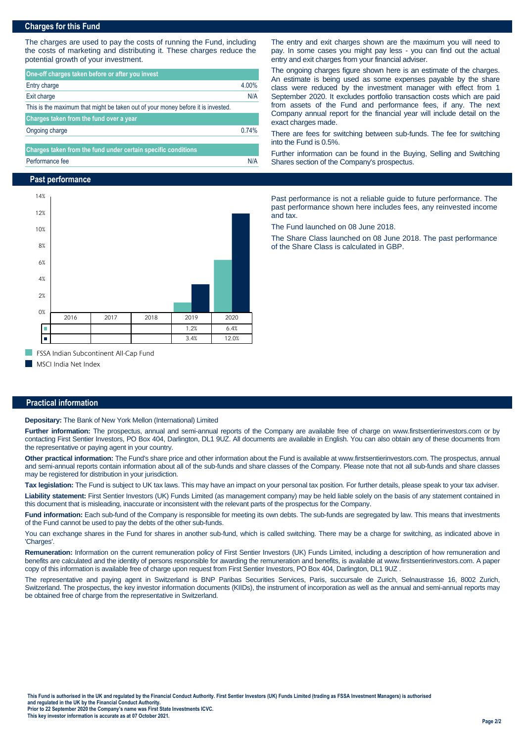## Charges for this Fund

The charges are used to pay the costs of running the Fund, including the costs of marketing and distributing it. These charges reduce the potential growth of your investment.

| One-off charges taken before or after you invest | |
|---|---|
| Entry charge | 4.00% |
| Exit charge | N/A |
| This is the maximum that might be taken out of your money before it is invested. | |
| **Charges taken from the fund over a year** | |
| Ongoing charge | 0.74% |
| **Charges taken from the fund under certain specific conditions** | |
| Performance fee | N/A |

The entry and exit charges shown are the maximum you will need to pay. In some cases you might pay less - you can find out the actual entry and exit charges from your financial adviser.

The ongoing charges figure shown here is an estimate of the charges. An estimate is being used as some expenses payable by the share class were reduced by the investment manager with effect from 1 September 2020. It excludes portfolio transaction costs which are paid from assets of the Fund and performance fees, if any. The next Company annual report for the financial year will include detail on the exact charges made.

There are fees for switching between sub-funds. The fee for switching into the Fund is 0.5%.

Further information can be found in the Buying, Selling and Switching Shares section of the Company's prospectus.

## Past performance

14%
12%
10%
8%
6%
4%
2%
0%

2016 2017 2018 2019 2020

FSSA Indian Subcontinent All-Cap Fund: 2019: 1.2%, 2020: 6.4%

MSCI India Net Index: 2019: 3.4%, 2020: 12.0%

Past performance is not a reliable guide to future performance. The past performance shown here includes fees, any reinvested income and tax.

The Fund launched on 08 June 2018.

The Share Class launched on 08 June 2018. The past performance of the Share Class is calculated in GBP.

## Practical information

**Depositary:** The Bank of New York Mellon (International) Limited

**Further information:** The prospectus, annual and semi-annual reports of the Company are available free of charge on www.firstsentierinvestors.com or by contacting First Sentier Investors, PO Box 404, Darlington, DL1 9UZ. All documents are available in English. You can also obtain any of these documents from the representative or paying agent in your country.

**Other practical information:** The Fund's share price and other information about the Fund is available at www.firstsentierinvestors.com. The prospectus, annual and semi-annual reports contain information about all of the sub-funds and share classes of the Company. Please note that not all sub-funds and share classes may be registered for distribution in your jurisdiction.

**Tax legislation:** The Fund is subject to UK tax laws. This may have an impact on your personal tax position. For further details, please speak to your tax adviser.

**Liability statement:** First Sentier Investors (UK) Funds Limited (as management company) may be held liable solely on the basis of any statement contained in this document that is misleading, inaccurate or inconsistent with the relevant parts of the prospectus for the Company.

**Fund information:** Each sub-fund of the Company is responsible for meeting its own debts. The sub-funds are segregated by law. This means that investments of the Fund cannot be used to pay the debts of the other sub-funds.

You can exchange shares in the Fund for shares in another sub-fund, which is called switching. There may be a charge for switching, as indicated above in 'Charges'.

**Remuneration:** Information on the current remuneration policy of First Sentier Investors (UK) Funds Limited, including a description of how remuneration and benefits are calculated and the identity of persons responsible for awarding the remuneration and benefits, is available at www.firstsentierinvestors.com. A paper copy of this information is available free of charge upon request from First Sentier Investors, PO Box 404, Darlington, DL1 9UZ .

The representative and paying agent in Switzerland is BNP Paribas Securities Services, Paris, succursale de Zurich, Selnaustrasse 16, 8002 Zurich, Switzerland. The prospectus, the key investor information documents (KIIDs), the instrument of incorporation as well as the annual and semi-annual reports may be obtained free of charge from the representative in Switzerland.

**This Fund is authorised in the UK and regulated by the Financial Conduct Authority. First Sentier Investors (UK) Funds Limited (trading as FSSA Investment Managers) is authorised and regulated in the UK by the Financial Conduct Authority.**
**Prior to 22 September 2020 the Company's name was First State Investments ICVC.**
**This key investor information is accurate as at 07 October 2021.**